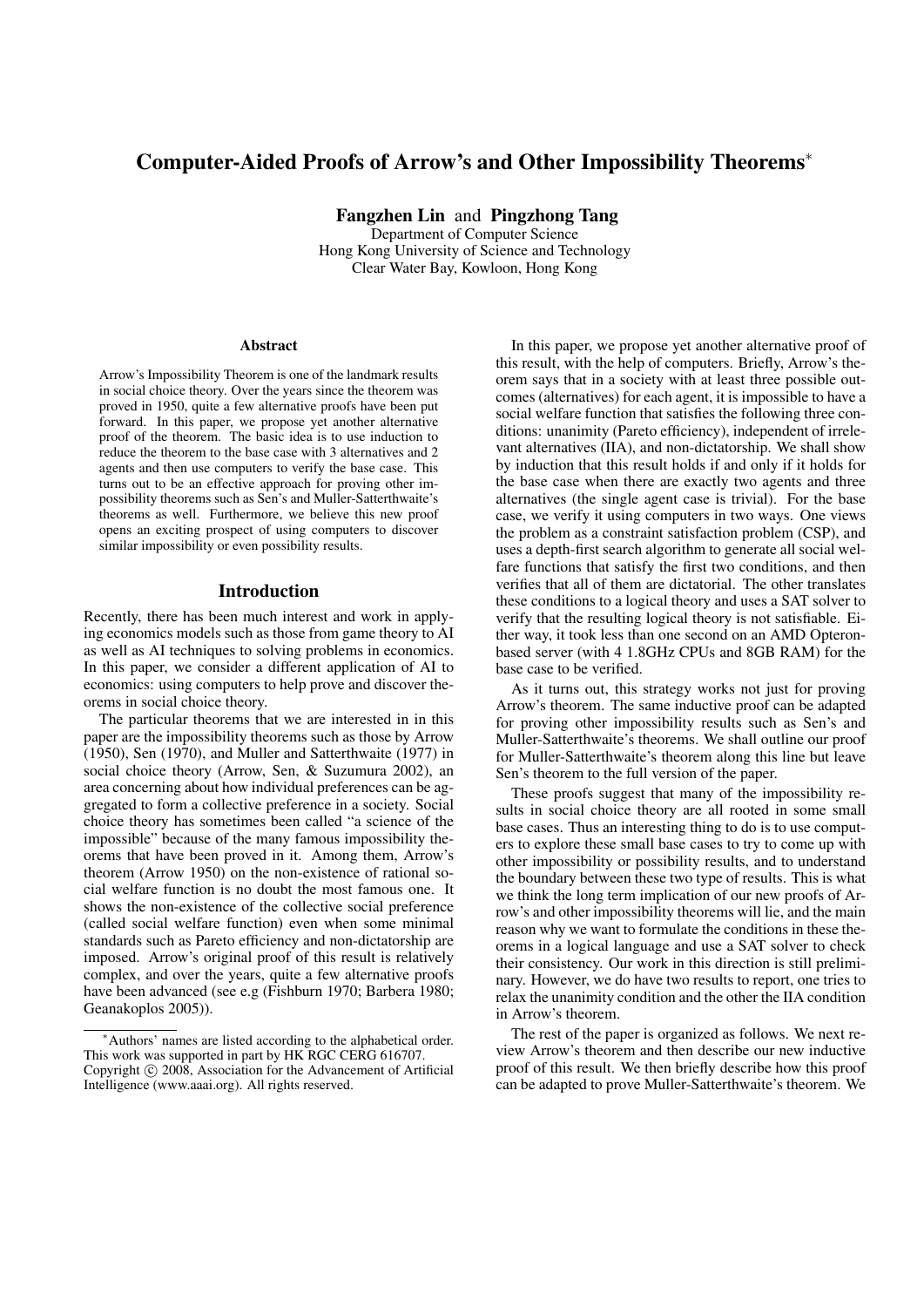# Computer-Aided Proofs of Arrow's and Other Impossibility Theorems*

**Fangzhen Lin** and **Pingzhong Tang**

Department of Computer Science
Hong Kong University of Science and Technology
Clear Water Bay, Kowloon, Hong Kong

### Abstract

Arrow's Impossibility Theorem is one of the landmark results in social choice theory. Over the years since the theorem was proved in 1950, quite a few alternative proofs have been put forward. In this paper, we propose yet another alternative proof of the theorem. The basic idea is to use induction to reduce the theorem to the base case with 3 alternatives and 2 agents and then use computers to verify the base case. This turns out to be an effective approach for proving other impossibility theorems such as Sen's and Muller-Satterthwaite's theorems as well. Furthermore, we believe this new proof opens an exciting prospect of using computers to discover similar impossibility or even possibility results.

## Introduction

Recently, there has been much interest and work in applying economics models such as those from game theory to AI as well as AI techniques to solving problems in economics. In this paper, we consider a different application of AI to economics: using computers to help prove and discover theorems in social choice theory.

The particular theorems that we are interested in in this paper are the impossibility theorems such as those by Arrow (1950), Sen (1970), and Muller and Satterthwaite (1977) in social choice theory (Arrow, Sen, & Suzumura 2002), an area concerning about how individual preferences can be aggregated to form a collective preference in a society. Social choice theory has sometimes been called "a science of the impossible" because of the many famous impossibility theorems that have been proved in it. Among them, Arrow's theorem (Arrow 1950) on the non-existence of rational social welfare function is no doubt the most famous one. It shows the non-existence of the collective social preference (called social welfare function) even when some minimal standards such as Pareto efficiency and non-dictatorship are imposed. Arrow's original proof of this result is relatively complex, and over the years, quite a few alternative proofs have been advanced (see e.g (Fishburn 1970; Barbera 1980; Geanakoplos 2005)).

In this paper, we propose yet another alternative proof of this result, with the help of computers. Briefly, Arrow's theorem says that in a society with at least three possible outcomes (alternatives) for each agent, it is impossible to have a social welfare function that satisfies the following three conditions: unanimity (Pareto efficiency), independent of irrelevant alternatives (IIA), and non-dictatorship. We shall show by induction that this result holds if and only if it holds for the base case when there are exactly two agents and three alternatives (the single agent case is trivial). For the base case, we verify it using computers in two ways. One views the problem as a constraint satisfaction problem (CSP), and uses a depth-first search algorithm to generate all social welfare functions that satisfy the first two conditions, and then verifies that all of them are dictatorial. The other translates these conditions to a logical theory and uses a SAT solver to verify that the resulting logical theory is not satisfiable. Either way, it took less than one second on an AMD Opteron-based server (with 4 1.8GHz CPUs and 8GB RAM) for the base case to be verified.

As it turns out, this strategy works not just for proving Arrow's theorem. The same inductive proof can be adapted for proving other impossibility results such as Sen's and Muller-Satterthwaite's theorems. We shall outline our proof for Muller-Satterthwaite's theorem along this line but leave Sen's theorem to the full version of the paper.

These proofs suggest that many of the impossibility results in social choice theory are all rooted in some small base cases. Thus an interesting thing to do is to use computers to explore these small base cases to try to come up with other impossibility or possibility results, and to understand the boundary between these two type of results. This is what we think the long term implication of our new proofs of Arrow's and other impossibility theorems will lie, and the main reason why we want to formulate the conditions in these theorems in a logical language and use a SAT solver to check their consistency. Our work in this direction is still preliminary. However, we do have two results to report, one tries to relax the unanimity condition and the other the IIA condition in Arrow's theorem.

The rest of the paper is organized as follows. We next review Arrow's theorem and then describe our new inductive proof of this result. We then briefly describe how this proof can be adapted to prove Muller-Satterthwaite's theorem. We

---

*Authors' names are listed according to the alphabetical order. This work was supported in part by HK RGC CERG 616707.
Copyright © 2008, Association for the Advancement of Artificial Intelligence (www.aaai.org). All rights reserved.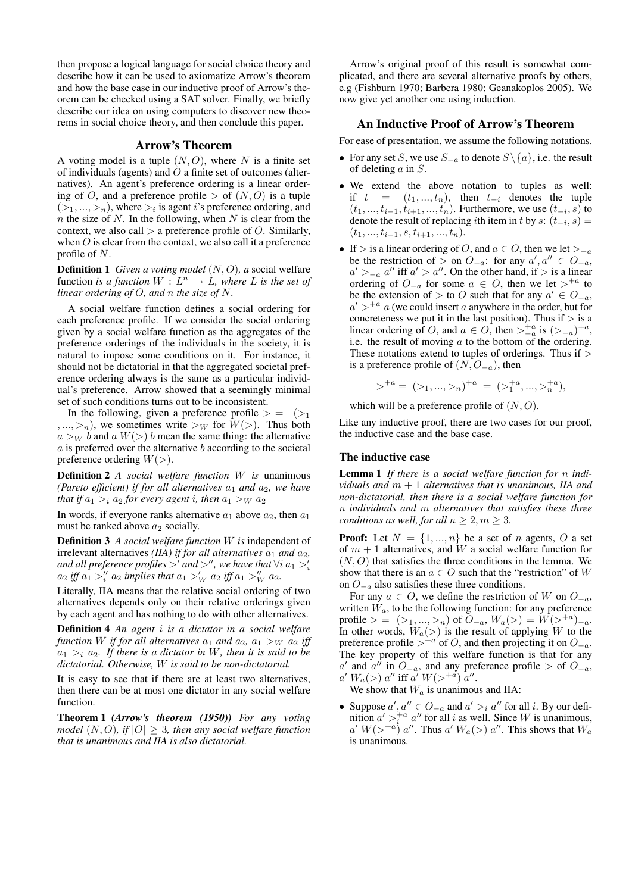then propose a logical language for social choice theory and describe how it can be used to axiomatize Arrow's theorem and how the base case in our inductive proof of Arrow's theorem can be checked using a SAT solver. Finally, we briefly describe our idea on using computers to discover new theorems in social choice theory, and then conclude this paper.

## Arrow's Theorem

A voting model is a tuple $(N, O)$, where $N$ is a finite set of individuals (agents) and $O$ a finite set of outcomes (alternatives). An agent's preference ordering is a linear ordering of $O$, and a preference profile $>$ of $(N, O)$ is a tuple $(>_1, ..., >_n)$, where $>_i$ is agent $i$'s preference ordering, and $n$ the size of $N$. In the following, when $N$ is clear from the context, we also call $>$ a preference profile of $O$. Similarly, when $O$ is clear from the context, we also call it a preference profile of $N$.

**Definition 1** *Given a voting model $(N, O)$, a* social welfare function *is a function $W : L^n \rightarrow L$, where $L$ is the set of linear ordering of $O$, and $n$ the size of $N$.*

A social welfare function defines a social ordering for each preference profile. If we consider the social ordering given by a social welfare function as the aggregates of the preference orderings of the individuals in the society, it is natural to impose some conditions on it. For instance, it should not be dictatorial in that the aggregated societal preference ordering always is the same as a particular individual's preference. Arrow showed that a seemingly minimal set of such conditions turns out to be inconsistent.

In the following, given a preference profile $> = (>_1, ..., >_n)$, we sometimes write $>_W$ for $W(>)$. Thus both $a >_W b$ and $a\ W(>)\ b$ mean the same thing: the alternative $a$ is preferred over the alternative $b$ according to the societal preference ordering $W(>)$.

**Definition 2** *A social welfare function $W$ is* unanimous *(Pareto efficient) if for all alternatives $a_1$ and $a_2$, we have that if $a_1 >_i a_2$ for every agent $i$, then $a_1 >_W a_2$*

In words, if everyone ranks alternative $a_1$ above $a_2$, then $a_1$ must be ranked above $a_2$ socially.

**Definition 3** *A social welfare function $W$ is* independent of irrelevant alternatives *(IIA) if for all alternatives $a_1$ and $a_2$, and all preference profiles $>'$ and $>''$, we have that $\forall i\ a_1 >'_i a_2$ iff $a_1 >''_i a_2$ implies that $a_1 >'_W a_2$ iff $a_1 >''_W a_2$.*

Literally, IIA means that the relative social ordering of two alternatives depends only on their relative orderings given by each agent and has nothing to do with other alternatives.

**Definition 4** *An agent $i$ is a dictator in a social welfare function $W$ if for all alternatives $a_1$ and $a_2$, $a_1 >_W a_2$ iff $a_1 >_i a_2$. If there is a dictator in $W$, then it is said to be dictatorial. Otherwise, $W$ is said to be non-dictatorial.*

It is easy to see that if there are at least two alternatives, then there can be at most one dictator in any social welfare function.

**Theorem 1** *(Arrow's theorem (1950)) For any voting model $(N, O)$, if $|O| \geq 3$, then any social welfare function that is unanimous and IIA is also dictatorial.*

Arrow's original proof of this result is somewhat complicated, and there are several alternative proofs by others, e.g (Fishburn 1970; Barbera 1980; Geanakoplos 2005). We now give yet another one using induction.

## An Inductive Proof of Arrow's Theorem

For ease of presentation, we assume the following notations.

- For any set $S$, we use $S_{-a}$ to denote $S \setminus \{a\}$, i.e. the result of deleting $a$ in $S$.
- We extend the above notation to tuples as well: if $t = (t_1, ..., t_n)$, then $t_{-i}$ denotes the tuple $(t_1, ..., t_{i-1}, t_{i+1}, ..., t_n)$. Furthermore, we use $(t_{-i}, s)$ to denote the result of replacing $i$th item in $t$ by $s$: $(t_{-i}, s) = (t_1, ..., t_{i-1}, s, t_{i+1}, ..., t_n)$.
- If $>$ is a linear ordering of $O$, and $a \in O$, then we let $>_{-a}$ be the restriction of $>$ on $O_{-a}$: for any $a', a'' \in O_{-a}$, $a' >_{-a} a''$ iff $a' > a''$. On the other hand, if $>$ is a linear ordering of $O_{-a}$ for some $a \in O$, then we let $>^{+a}$ to be the extension of $>$ to $O$ such that for any $a' \in O_{-a}$, $a' >^{+a} a$ (we could insert $a$ anywhere in the order, but for concreteness we put it in the last position). Thus if $>$ is a linear ordering of $O$, and $a \in O$, then $>^{+a}_{-a}$ is $(>_{-a})^{+a}$, i.e. the result of moving $a$ to the bottom of the ordering. These notations extend to tuples of orderings. Thus if $>$ is a preference profile of $(N, O_{-a})$, then

$$>^{+a} = (>_1, ..., >_n)^{+a} = (>^{+a}_1, ..., >^{+a}_n),$$

which will be a preference profile of $(N, O)$.

Like any inductive proof, there are two cases for our proof, the inductive case and the base case.

### The inductive case

**Lemma 1** *If there is a social welfare function for $n$ individuals and $m+1$ alternatives that is unanimous, IIA and non-dictatorial, then there is a social welfare function for $n$ individuals and $m$ alternatives that satisfies these three conditions as well, for all $n \geq 2, m \geq 3$.*

**Proof:** Let $N = \{1, ..., n\}$ be a set of $n$ agents, $O$ a set of $m+1$ alternatives, and $W$ a social welfare function for $(N, O)$ that satisfies the three conditions in the lemma. We show that there is an $a \in O$ such that the "restriction" of $W$ on $O_{-a}$ also satisfies these three conditions.

For any $a \in O$, we define the restriction of $W$ on $O_{-a}$, written $W_a$, to be the following function: for any preference profile $> = (>_1, ..., >_n)$ of $O_{-a}$, $W_a(>) = W(>^{+a})_{-a}$. In other words, $W_a(>)$ is the result of applying $W$ to the preference profile $>^{+a}$ of $O$, and then projecting it on $O_{-a}$. The key property of this welfare function is that for any $a'$ and $a''$ in $O_{-a}$, and any preference profile $>$ of $O_{-a}$, $a'\ W_a(>)\ a''$ iff $a'\ W(>^{+a})\ a''$.

We show that $W_a$ is unanimous and IIA:

- Suppose $a', a'' \in O_{-a}$ and $a' >_i a''$ for all $i$. By our definition $a' >^{+a}_i a''$ for all $i$ as well. Since $W$ is unanimous, $a'\ W(>^{+a})\ a''$. Thus $a'\ W_a(>)\ a''$. This shows that $W_a$ is unanimous.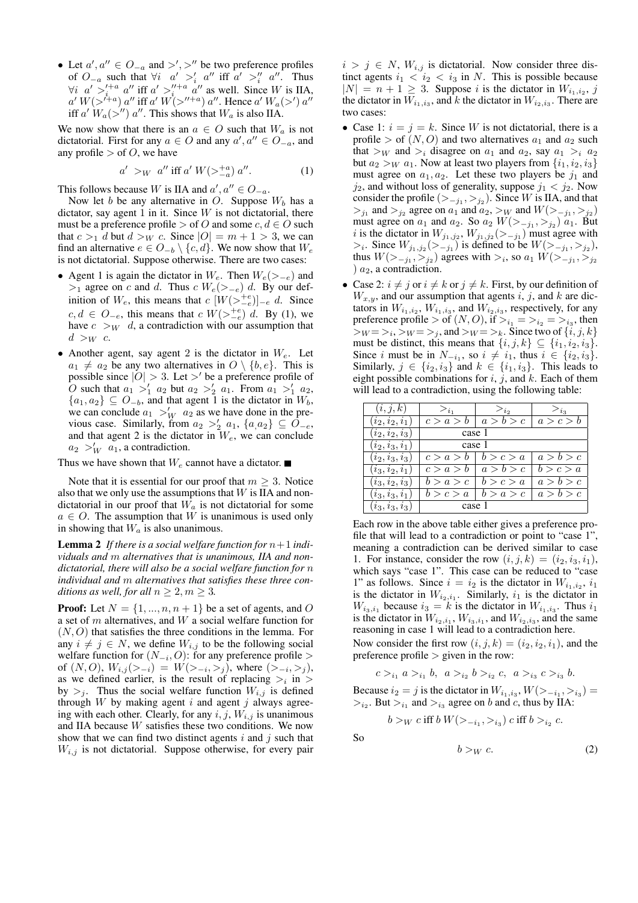- Let $a', a'' \in O_{-a}$ and $>', >''$ be two preference profiles of $O_{-a}$ such that $\forall i \;\; a' >'_i a''$ iff $a' >''_i a''$. Thus $\forall i \;\; a' >'^{+a}_i a''$ iff $a' >''^{+a}_i a''$ as well. Since $W$ is IIA, $a' \, W(>'^{+a}) \, a''$ iff $a' \, W(>''^{+a}) \, a''$. Hence $a' \, W_a(>') \, a''$ iff $a' \, W_a(>'') \, a''$. This shows that $W_a$ is also IIA.

We now show that there is an $a \in O$ such that $W_a$ is not dictatorial. First for any $a \in O$ and any $a', a'' \in O_{-a}$, and any profile $>$ of $O$, we have

$$a' >_W a'' \text{ iff } a' \, W(>^{+a}_{-a}) \, a''. \quad (1)$$

This follows because $W$ is IIA and $a', a'' \in O_{-a}$.

Now let $b$ be any alternative in $O$. Suppose $W_b$ has a dictator, say agent 1 in it. Since $W$ is not dictatorial, there must be a preference profile $>$ of $O$ and some $c, d \in O$ such that $c >_1 d$ but $d >_W c$. Since $|O| = m + 1 > 3$, we can find an alternative $e \in O_{-b} \setminus \{c, d\}$. We now show that $W_e$ is not dictatorial. Suppose otherwise. There are two cases:

- Agent 1 is again the dictator in $W_e$. Then $W_e(>_{-e})$ and $>_1$ agree on $c$ and $d$. Thus $c \, W_e(>_{-e}) \, d$. By our definition of $W_e$, this means that $c \, [W(>^{+e}_{-e})]_{-e} \, d$. Since $c, d \in O_{-e}$, this means that $c \, W(>^{+e}_{-e}) \, d$. By (1), we have $c >_W d$, a contradiction with our assumption that $d >_W c$.
- Another agent, say agent 2 is the dictator in $W_e$. Let $a_1 \neq a_2$ be any two alternatives in $O \setminus \{b, e\}$. This is possible since $|O| > 3$. Let $>'$ be a preference profile of $O$ such that $a_1 >'_1 a_2$ but $a_2 >'_2 a_1$. From $a_1 >'_1 a_2$, $\{a_1, a_2\} \subseteq O_{-b}$, and that agent 1 is the dictator in $W_b$, we can conclude $a_1 >'_W a_2$ as we have done in the previous case. Similarly, from $a_2 >'_2 a_1$, $\{a_1 a_2\} \subseteq O_{-e}$, and that agent 2 is the dictator in $W_e$, we can conclude $a_2 >'_W a_1$, a contradiction.

Thus we have shown that $W_e$ cannot have a dictator. ∎

Note that it is essential for our proof that $m \geq 3$. Notice also that we only use the assumptions that $W$ is IIA and non-dictatorial in our proof that $W_a$ is not dictatorial for some $a \in O$. The assumption that $W$ is unanimous is used only in showing that $W_a$ is also unanimous.

**Lemma 2** *If there is a social welfare function for $n+1$ individuals and $m$ alternatives that is unanimous, IIA and non-dictatorial, there will also be a social welfare function for $n$ individual and $m$ alternatives that satisfies these three conditions as well, for all $n \geq 2, m \geq 3$.*

**Proof:** Let $N = \{1, ..., n, n+1\}$ be a set of agents, and $O$ a set of $m$ alternatives, and $W$ a social welfare function for $(N, O)$ that satisfies the three conditions in the lemma. For any $i \neq j \in N$, we define $W_{i,j}$ to be the following social welfare function for $(N_{-i}, O)$: for any preference profile $>$ of $(N, O)$, $W_{i,j}(>_{-i}) = W(>_{-i}, >_j)$, where $(>_{-i}, >_j)$, as we defined earlier, is the result of replacing $>_i$ in $>$ by $>_j$. Thus the social welfare function $W_{i,j}$ is defined through $W$ by making agent $i$ and agent $j$ always agreeing with each other. Clearly, for any $i, j$, $W_{i,j}$ is unanimous and IIA because $W$ satisfies these two conditions. We now show that we can find two distinct agents $i$ and $j$ such that $W_{i,j}$ is not dictatorial. Suppose otherwise, for every pair $i > j \in N$, $W_{i,j}$ is dictatorial. Now consider three distinct agents $i_1 < i_2 < i_3$ in $N$. This is possible because $|N| = n + 1 \geq 3$. Suppose $i$ is the dictator in $W_{i_1,i_2}$, $j$ the dictator in $W_{i_1,i_3}$, and $k$ the dictator in $W_{i_2,i_3}$. There are two cases:

- Case 1: $i = j = k$. Since $W$ is not dictatorial, there is a profile $>$ of $(N, O)$ and two alternatives $a_1$ and $a_2$ such that $>_W$ and $>_i$ disagree on $a_1$ and $a_2$, say $a_1 >_i a_2$ but $a_2 >_W a_1$. Now at least two players from $\{i_1, i_2, i_3\}$ must agree on $a_1, a_2$. Let these two players be $j_1$ and $j_2$, and without loss of generality, suppose $j_1 < j_2$. Now consider the profile $(>_{-j_1}, >_{j_2})$. Since $W$ is IIA, and that $>_{j_1}$ and $>_{j_2}$ agree on $a_1$ and $a_2$, $>_W$ and $W(>_{-j_1}, >_{j_2})$ must agree on $a_1$ and $a_2$. So $a_2 \, W(>_{-j_1}, >_{j_2}) \, a_1$. But $i$ is the dictator in $W_{j_1,j_2}$, $W_{j_1,j_2}(>_{-j_1})$ must agree with $>_i$. Since $W_{j_1,j_2}(>_{-j_1})$ is defined to be $W(>_{-j_1}, >_{j_2})$, thus $W(>_{-j_1}, >_{j_2})$ agrees with $>_i$, so $a_1 \, W(>_{-j_1}, >_{j_2}) \, a_2$, a contradiction.
- Case 2: $i \neq j$ or $i \neq k$ or $j \neq k$. First, by our definition of $W_{x,y}$, and our assumption that agents $i$, $j$, and $k$ are dictators in $W_{i_1,i_2}$, $W_{i_1,i_3}$, and $W_{i_2,i_3}$, respectively, for any preference profile $>$ of $(N, O)$, if $>_{i_1} = >_{i_2} = >_{i_3}$, then $>_W = >_i$, $>_W = >_j$, and $>_W = >_k$. Since two of $\{i, j, k\}$ must be distinct, this means that $\{i, j, k\} \subseteq \{i_1, i_2, i_3\}$. Since $i$ must be in $N_{-i_1}$, so $i \neq i_1$, thus $i \in \{i_2, i_3\}$. Similarly, $j \in \{i_2, i_3\}$ and $k \in \{i_1, i_3\}$. This leads to eight possible combinations for $i$, $j$, and $k$. Each of them will lead to a contradiction, using the following table:

| $(i, j, k)$ | $>_{i_1}$ | $>_{i_2}$ | $>_{i_3}$ |
|---|---|---|---|
| $(i_2, i_2, i_1)$ | $c > a > b$ | $a > b > c$ | $a > c > b$ |
| $(i_2, i_2, i_3)$ | case 1 | | |
| $(i_2, i_3, i_1)$ | case 1 | | |
| $(i_2, i_3, i_3)$ | $c > a > b$ | $b > c > a$ | $a > b > c$ |
| $(i_3, i_2, i_1)$ | $c > a > b$ | $a > b > c$ | $b > c > a$ |
| $(i_3, i_2, i_3)$ | $b > a > c$ | $b > c > a$ | $a > b > c$ |
| $(i_3, i_3, i_1)$ | $b > c > a$ | $b > a > c$ | $a > b > c$ |
| $(i_3, i_3, i_3)$ | case 1 | | |

Each row in the above table either gives a preference profile that will lead to a contradiction or point to "case 1", meaning a contradiction can be derived similar to case 1. For instance, consider the row $(i, j, k) = (i_2, i_3, i_1)$, which says "case 1". This case can be reduced to "case 1" as follows. Since $i = i_2$ is the dictator in $W_{i_1,i_2}$, $i_1$ is the dictator in $W_{i_2,i_1}$. Similarly, $i_1$ is the dictator in $W_{i_3,i_1}$ because $i_3 = k$ is the dictator in $W_{i_1,i_3}$. Thus $i_1$ is the dictator in $W_{i_2,i_1}$, $W_{i_3,i_1}$, and $W_{i_2,i_3}$, and the same reasoning in case 1 will lead to a contradiction here.

Now consider the first row $(i, j, k) = (i_2, i_2, i_1)$, and the preference profile $>$ given in the row:

$$c >_{i_1} a >_{i_1} b, \;\; a >_{i_2} b >_{i_2} c, \;\; a >_{i_3} c >_{i_3} b.$$

Because $i_2 = j$ is the dictator in $W_{i_1,i_3}$, $W(>_{-i_1}, >_{i_3}) = >_{i_2}$. But $>_{i_1}$ and $>_{i_3}$ agree on $b$ and $c$, thus by IIA:

$$b >_W c \text{ iff } b \, W(>_{-i_1}, >_{i_3}) \, c \text{ iff } b >_{i_2} c.$$

So

$$b >_W c. \quad (2)$$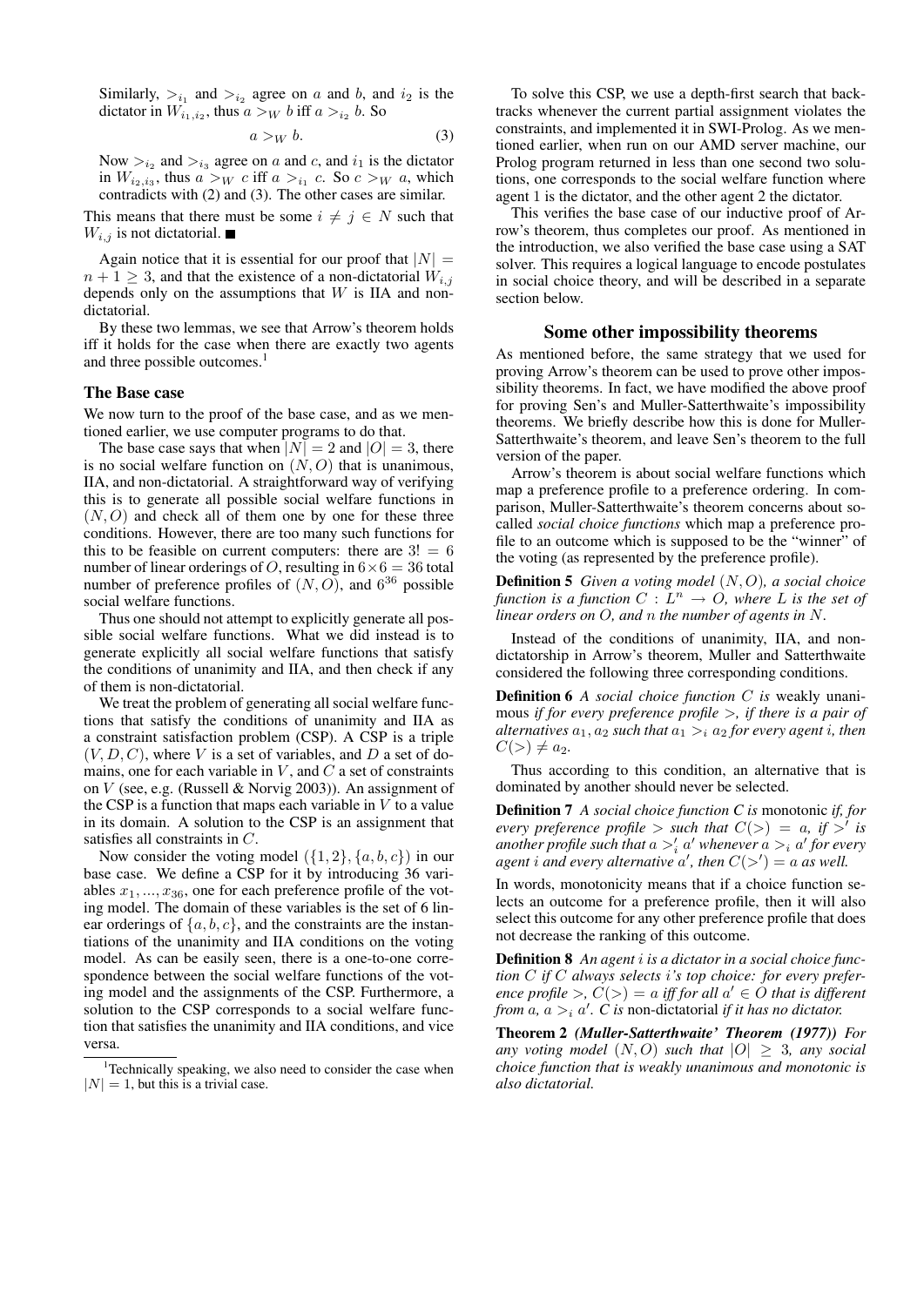Similarly, $>_{i_1}$ and $>_{i_2}$ agree on $a$ and $b$, and $i_2$ is the dictator in $W_{i_1,i_2}$, thus $a >_W b$ iff $a >_{i_2} b$. So

$$a >_W b. \tag{3}$$

Now $>_{i_2}$ and $>_{i_3}$ agree on $a$ and $c$, and $i_1$ is the dictator in $W_{i_2,i_3}$, thus $a >_W c$ iff $a >_{i_1} c$. So $c >_W a$, which contradicts with (2) and (3). The other cases are similar.

This means that there must be some $i \neq j \in N$ such that $W_{i,j}$ is not dictatorial. ■

Again notice that it is essential for our proof that $|N| = n + 1 \geq 3$, and that the existence of a non-dictatorial $W_{i,j}$ depends only on the assumptions that $W$ is IIA and non-dictatorial.

By these two lemmas, we see that Arrow's theorem holds iff it holds for the case when there are exactly two agents and three possible outcomes.[1]

## The Base case

We now turn to the proof of the base case, and as we mentioned earlier, we use computer programs to do that.

The base case says that when $|N| = 2$ and $|O| = 3$, there is no social welfare function on $(N, O)$ that is unanimous, IIA, and non-dictatorial. A straightforward way of verifying this is to generate all possible social welfare functions in $(N, O)$ and check all of them one by one for these three conditions. However, there are too many such functions for this to be feasible on current computers: there are $3! = 6$ number of linear orderings of $O$, resulting in $6 \times 6 = 36$ total number of preference profiles of $(N, O)$, and $6^{36}$ possible social welfare functions.

Thus one should not attempt to explicitly generate all possible social welfare functions. What we did instead is to generate explicitly all social welfare functions that satisfy the conditions of unanimity and IIA, and then check if any of them is non-dictatorial.

We treat the problem of generating all social welfare functions that satisfy the conditions of unanimity and IIA as a constraint satisfaction problem (CSP). A CSP is a triple $(V, D, C)$, where $V$ is a set of variables, and $D$ a set of domains, one for each variable in $V$, and $C$ a set of constraints on $V$ (see, e.g. (Russell & Norvig 2003)). An assignment of the CSP is a function that maps each variable in $V$ to a value in its domain. A solution to the CSP is an assignment that satisfies all constraints in $C$.

Now consider the voting model $(\{1, 2\}, \{a, b, c\})$ in our base case. We define a CSP for it by introducing 36 variables $x_1, ..., x_{36}$, one for each preference profile of the voting model. The domain of these variables is the set of 6 linear orderings of $\{a, b, c\}$, and the constraints are the instantiations of the unanimity and IIA conditions on the voting model. As can be easily seen, there is a one-to-one correspondence between the social welfare functions of the voting model and the assignments of the CSP. Furthermore, a solution to the CSP corresponds to a social welfare function that satisfies the unanimity and IIA conditions, and vice versa.

[1] Technically speaking, we also need to consider the case when $|N| = 1$, but this is a trivial case.

To solve this CSP, we use a depth-first search that backtracks whenever the current partial assignment violates the constraints, and implemented it in SWI-Prolog. As we mentioned earlier, when run on our AMD server machine, our Prolog program returned in less than one second two solutions, one corresponds to the social welfare function where agent 1 is the dictator, and the other agent 2 the dictator.

This verifies the base case of our inductive proof of Arrow's theorem, thus completes our proof. As mentioned in the introduction, we also verified the base case using a SAT solver. This requires a logical language to encode postulates in social choice theory, and will be described in a separate section below.

## Some other impossibility theorems

As mentioned before, the same strategy that we used for proving Arrow's theorem can be used to prove other impossibility theorems. In fact, we have modified the above proof for proving Sen's and Muller-Satterthwaite's impossibility theorems. We briefly describe how this is done for Muller-Satterthwaite's theorem, and leave Sen's theorem to the full version of the paper.

Arrow's theorem is about social welfare functions which map a preference profile to a preference ordering. In comparison, Muller-Satterthwaite's theorem concerns about so-called *social choice functions* which map a preference profile to an outcome which is supposed to be the "winner" of the voting (as represented by the preference profile).

**Definition 5** *Given a voting model $(N, O)$, a social choice function is a function $C : L^n \to O$, where $L$ is the set of linear orders on $O$, and $n$ the number of agents in $N$.*

Instead of the conditions of unanimity, IIA, and non-dictatorship in Arrow's theorem, Muller and Satterthwaite considered the following three corresponding conditions.

**Definition 6** *A social choice function $C$ is* weakly unanimous *if for every preference profile $>$, if there is a pair of alternatives $a_1, a_2$ such that $a_1 >_i a_2$ for every agent $i$, then $C(>) \neq a_2$.*

Thus according to this condition, an alternative that is dominated by another should never be selected.

**Definition 7** *A social choice function C is* monotonic *if, for every preference profile $>$ such that $C(>) = a$, if $>'$ is another profile such that $a >'_i a'$ whenever $a >_i a'$ for every agent $i$ and every alternative $a'$, then $C(>') = a$ as well.*

In words, monotonicity means that if a choice function selects an outcome for a preference profile, then it will also select this outcome for any other preference profile that does not decrease the ranking of this outcome.

**Definition 8** *An agent $i$ is a dictator in a social choice function $C$ if $C$ always selects $i$'s top choice: for every preference profile $>$, $C(>) = a$ iff for all $a' \in O$ that is different from $a$, $a >_i a'$. $C$ is* non-dictatorial *if it has no dictator.*

**Theorem 2** ***(Muller-Satterthwaite' Theorem (1977))*** *For any voting model $(N, O)$ such that $|O| \geq 3$, any social choice function that is weakly unanimous and monotonic is also dictatorial.*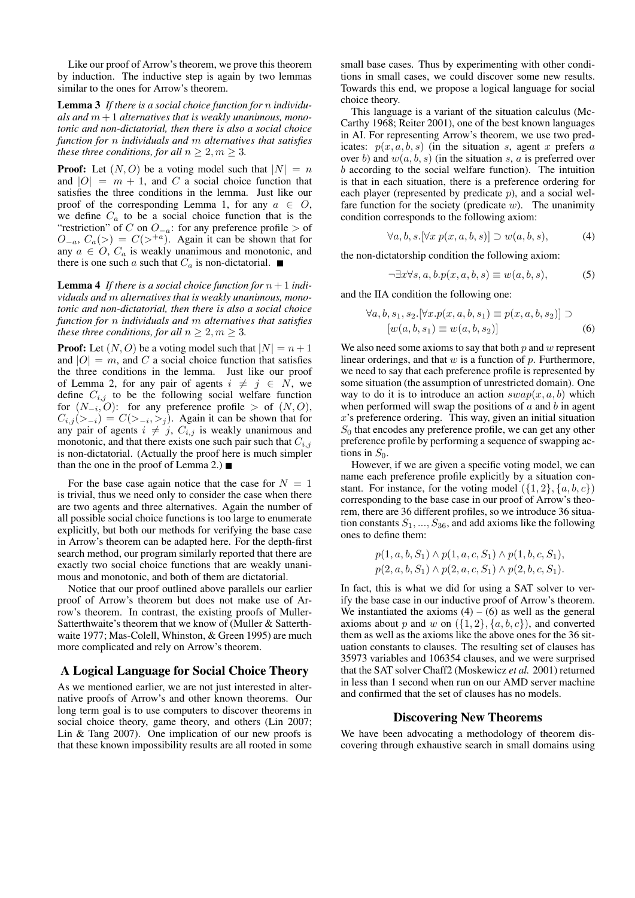Like our proof of Arrow's theorem, we prove this theorem by induction. The inductive step is again by two lemmas similar to the ones for Arrow's theorem.

**Lemma 3** *If there is a social choice function for $n$ individuals and $m+1$ alternatives that is weakly unanimous, monotonic and non-dictatorial, then there is also a social choice function for $n$ individuals and $m$ alternatives that satisfies these three conditions, for all $n \geq 2, m \geq 3$.*

**Proof:** Let $(N, O)$ be a voting model such that $|N| = n$ and $|O| = m+1$, and $C$ a social choice function that satisfies the three conditions in the lemma. Just like our proof of the corresponding Lemma 1, for any $a \in O$, we define $C_a$ to be a social choice function that is the "restriction" of $C$ on $O_{-a}$: for any preference profile $>$ of $O_{-a}$, $C_a(>) = C(>^{+a})$. Again it can be shown that for any $a \in O$, $C_a$ is weakly unanimous and monotonic, and there is one such $a$ such that $C_a$ is non-dictatorial. ■

**Lemma 4** *If there is a social choice function for $n+1$ individuals and $m$ alternatives that is weakly unanimous, monotonic and non-dictatorial, then there is also a social choice function for $n$ individuals and $m$ alternatives that satisfies these three conditions, for all $n \geq 2, m \geq 3$.*

**Proof:** Let $(N, O)$ be a voting model such that $|N| = n+1$ and $|O| = m$, and $C$ a social choice function that satisfies the three conditions in the lemma. Just like our proof of Lemma 2, for any pair of agents $i \neq j \in N$, we define $C_{i,j}$ to be the following social welfare function for $(N_{-i}, O)$: for any preference profile $>$ of $(N, O)$, $C_{i,j}(>_{-i}) = C(>_{-i}, >_j)$. Again it can be shown that for any pair of agents $i \neq j$, $C_{i,j}$ is weakly unanimous and monotonic, and that there exists one such pair such that $C_{i,j}$ is non-dictatorial. (Actually the proof here is much simpler than the one in the proof of Lemma 2.) ■

For the base case again notice that the case for $N = 1$ is trivial, thus we need only to consider the case when there are two agents and three alternatives. Again the number of all possible social choice functions is too large to enumerate explicitly, but both our methods for verifying the base case in Arrow's theorem can be adapted here. For the depth-first search method, our program similarly reported that there are exactly two social choice functions that are weakly unanimous and monotonic, and both of them are dictatorial.

Notice that our proof outlined above parallels our earlier proof of Arrow's theorem but does not make use of Arrow's theorem. In contrast, the existing proofs of Muller-Satterthwaite's theorem that we know of (Muller & Satterthwaite 1977; Mas-Colell, Whinston, & Green 1995) are much more complicated and rely on Arrow's theorem.

## A Logical Language for Social Choice Theory

As we mentioned earlier, we are not just interested in alternative proofs of Arrow's and other known theorems. Our long term goal is to use computers to discover theorems in social choice theory, game theory, and others (Lin 2007; Lin & Tang 2007). One implication of our new proofs is that these known impossibility results are all rooted in some small base cases. Thus by experimenting with other conditions in small cases, we could discover some new results. Towards this end, we propose a logical language for social choice theory.

This language is a variant of the situation calculus (McCarthy 1968; Reiter 2001), one of the best known languages in AI. For representing Arrow's theorem, we use two predicates: $p(x, a, b, s)$ (in the situation $s$, agent $x$ prefers $a$ over $b$) and $w(a, b, s)$ (in the situation $s$, $a$ is preferred over $b$ according to the social welfare function). The intuition is that in each situation, there is a preference ordering for each player (represented by predicate $p$), and a social welfare function for the society (predicate $w$). The unanimity condition corresponds to the following axiom:

$$\forall a, b, s.[\forall x \; p(x, a, b, s)] \supset w(a, b, s), \tag{4}$$

the non-dictatorship condition the following axiom:

$$\neg\exists x \forall s, a, b.p(x, a, b, s) \equiv w(a, b, s), \tag{5}$$

and the IIA condition the following one:

$$\begin{aligned}\forall a, b, s_1, s_2.[\forall x.p(x, a, b, s_1) \equiv p(x, a, b, s_2)] \supset \\ [w(a, b, s_1) \equiv w(a, b, s_2)]\end{aligned} \tag{6}$$

We also need some axioms to say that both $p$ and $w$ represent linear orderings, and that $w$ is a function of $p$. Furthermore, we need to say that each preference profile is represented by some situation (the assumption of unrestricted domain). One way to do it is to introduce an action $swap(x, a, b)$ which when performed will swap the positions of $a$ and $b$ in agent $x$'s preference ordering. This way, given an initial situation $S_0$ that encodes any preference profile, we can get any other preference profile by performing a sequence of swapping actions in $S_0$.

However, if we are given a specific voting model, we can name each preference profile explicitly by a situation constant. For instance, for the voting model $(\{1, 2\}, \{a, b, c\})$ corresponding to the base case in our proof of Arrow's theorem, there are 36 different profiles, so we introduce 36 situation constants $S_1, ..., S_{36}$, and add axioms like the following ones to define them:

$$p(1, a, b, S_1) \wedge p(1, a, c, S_1) \wedge p(1, b, c, S_1),$$
$$p(2, a, b, S_1) \wedge p(2, a, c, S_1) \wedge p(2, b, c, S_1).$$

In fact, this is what we did for using a SAT solver to verify the base case in our inductive proof of Arrow's theorem. We instantiated the axioms (4) – (6) as well as the general axioms about $p$ and $w$ on $(\{1, 2\}, \{a, b, c\})$, and converted them as well as the axioms like the above ones for the 36 situation constants to clauses. The resulting set of clauses has 35973 variables and 106354 clauses, and we were surprised that the SAT solver Chaff2 (Moskewicz *et al.* 2001) returned in less than 1 second when run on our AMD server machine and confirmed that the set of clauses has no models.

## Discovering New Theorems

We have been advocating a methodology of theorem discovering through exhaustive search in small domains using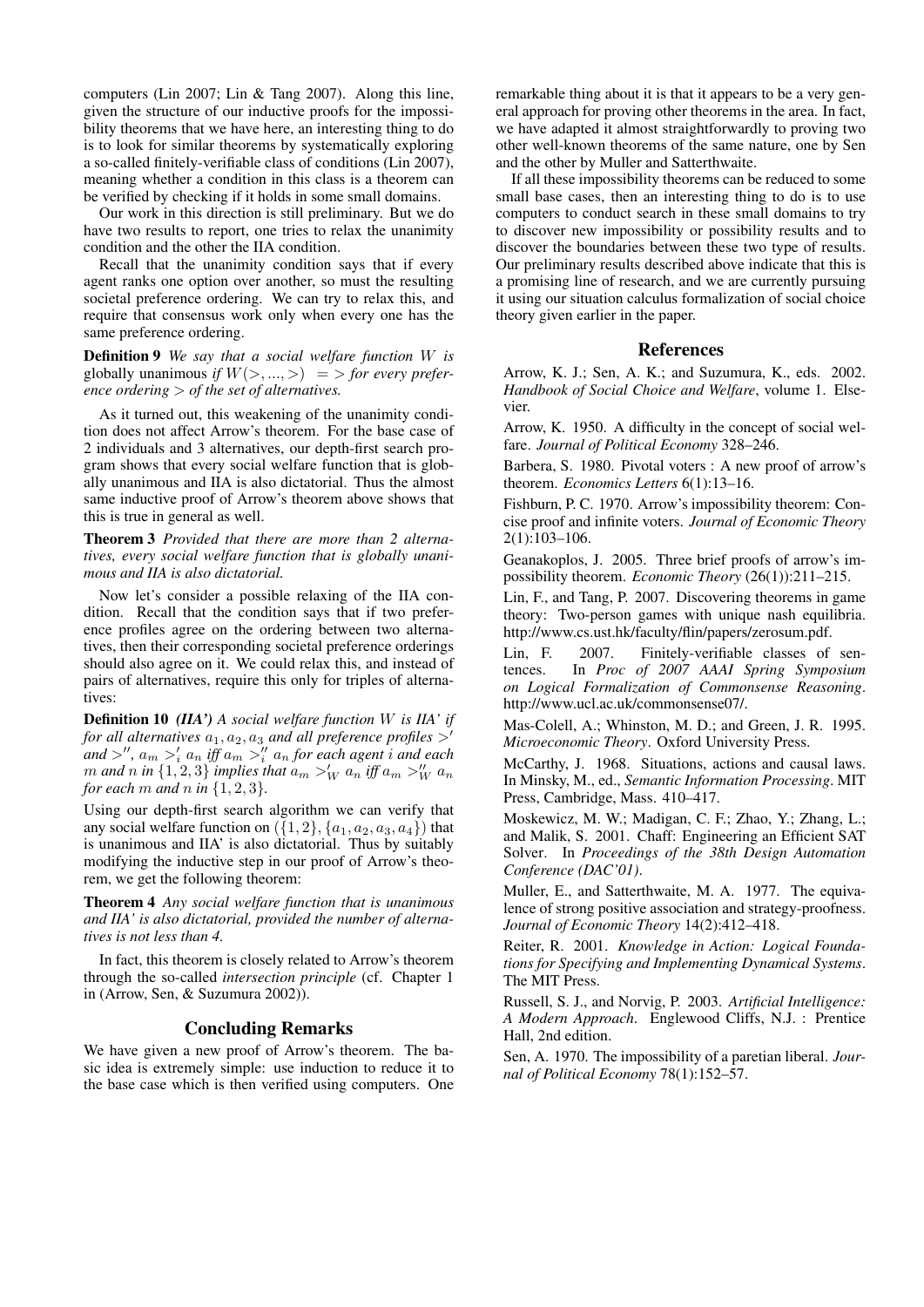computers (Lin 2007; Lin & Tang 2007). Along this line, given the structure of our inductive proofs for the impossibility theorems that we have here, an interesting thing to do is to look for similar theorems by systematically exploring a so-called finitely-verifiable class of conditions (Lin 2007), meaning whether a condition in this class is a theorem can be verified by checking if it holds in some small domains.

Our work in this direction is still preliminary. But we do have two results to report, one tries to relax the unanimity condition and the other the IIA condition.

Recall that the unanimity condition says that if every agent ranks one option over another, so must the resulting societal preference ordering. We can try to relax this, and require that consensus work only when every one has the same preference ordering.

**Definition 9** *We say that a social welfare function $W$ is* globally unanimous *if $W(>, ..., >) \ = >$ for every preference ordering $>$ of the set of alternatives.*

As it turned out, this weakening of the unanimity condition does not affect Arrow's theorem. For the base case of 2 individuals and 3 alternatives, our depth-first search program shows that every social welfare function that is globally unanimous and IIA is also dictatorial. Thus the almost same inductive proof of Arrow's theorem above shows that this is true in general as well.

**Theorem 3** *Provided that there are more than 2 alternatives, every social welfare function that is globally unanimous and IIA is also dictatorial.*

Now let's consider a possible relaxing of the IIA condition. Recall that the condition says that if two preference profiles agree on the ordering between two alternatives, then their corresponding societal preference orderings should also agree on it. We could relax this, and instead of pairs of alternatives, require this only for triples of alternatives:

**Definition 10** ***(IIA')*** *A social welfare function $W$ is IIA' if for all alternatives $a_1, a_2, a_3$ and all preference profiles $>'$ and $>''$, $a_m >'_i a_n$ iff $a_m >''_i a_n$ for each agent $i$ and each $m$ and $n$ in $\{1, 2, 3\}$ implies that $a_m >'_W a_n$ iff $a_m >''_W a_n$ for each $m$ and $n$ in $\{1, 2, 3\}$.*

Using our depth-first search algorithm we can verify that any social welfare function on $(\{1, 2\}, \{a_1, a_2, a_3, a_4\})$ that is unanimous and IIA' is also dictatorial. Thus by suitably modifying the inductive step in our proof of Arrow's theorem, we get the following theorem:

**Theorem 4** *Any social welfare function that is unanimous and IIA' is also dictatorial, provided the number of alternatives is not less than 4.*

In fact, this theorem is closely related to Arrow's theorem through the so-called *intersection principle* (cf. Chapter 1 in (Arrow, Sen, & Suzumura 2002)).

## Concluding Remarks

We have given a new proof of Arrow's theorem. The basic idea is extremely simple: use induction to reduce it to the base case which is then verified using computers. One remarkable thing about it is that it appears to be a very general approach for proving other theorems in the area. In fact, we have adapted it almost straightforwardly to proving two other well-known theorems of the same nature, one by Sen and the other by Muller and Satterthwaite.

If all these impossibility theorems can be reduced to some small base cases, then an interesting thing to do is to use computers to conduct search in these small domains to try to discover new impossibility or possibility results and to discover the boundaries between these two type of results. Our preliminary results described above indicate that this is a promising line of research, and we are currently pursuing it using our situation calculus formalization of social choice theory given earlier in the paper.

## References

Arrow, K. J.; Sen, A. K.; and Suzumura, K., eds. 2002. *Handbook of Social Choice and Welfare*, volume 1. Elsevier.

Arrow, K. 1950. A difficulty in the concept of social welfare. *Journal of Political Economy* 328–246.

Barbera, S. 1980. Pivotal voters : A new proof of arrow's theorem. *Economics Letters* 6(1):13–16.

Fishburn, P. C. 1970. Arrow's impossibility theorem: Concise proof and infinite voters. *Journal of Economic Theory* 2(1):103–106.

Geanakoplos, J. 2005. Three brief proofs of arrow's impossibility theorem. *Economic Theory* (26(1)):211–215.

Lin, F., and Tang, P. 2007. Discovering theorems in game theory: Two-person games with unique nash equilibria. http://www.cs.ust.hk/faculty/flin/papers/zerosum.pdf.

Lin, F. 2007. Finitely-verifiable classes of sentences. In *Proc of 2007 AAAI Spring Symposium on Logical Formalization of Commonsense Reasoning*. http://www.ucl.ac.uk/commonsense07/.

Mas-Colell, A.; Whinston, M. D.; and Green, J. R. 1995. *Microeconomic Theory*. Oxford University Press.

McCarthy, J. 1968. Situations, actions and causal laws. In Minsky, M., ed., *Semantic Information Processing*. MIT Press, Cambridge, Mass. 410–417.

Moskewicz, M. W.; Madigan, C. F.; Zhao, Y.; Zhang, L.; and Malik, S. 2001. Chaff: Engineering an Efficient SAT Solver. In *Proceedings of the 38th Design Automation Conference (DAC'01)*.

Muller, E., and Satterthwaite, M. A. 1977. The equivalence of strong positive association and strategy-proofness. *Journal of Economic Theory* 14(2):412–418.

Reiter, R. 2001. *Knowledge in Action: Logical Foundations for Specifying and Implementing Dynamical Systems*. The MIT Press.

Russell, S. J., and Norvig, P. 2003. *Artificial Intelligence: A Modern Approach*. Englewood Cliffs, N.J. : Prentice Hall, 2nd edition.

Sen, A. 1970. The impossibility of a paretian liberal. *Journal of Political Economy* 78(1):152–57.